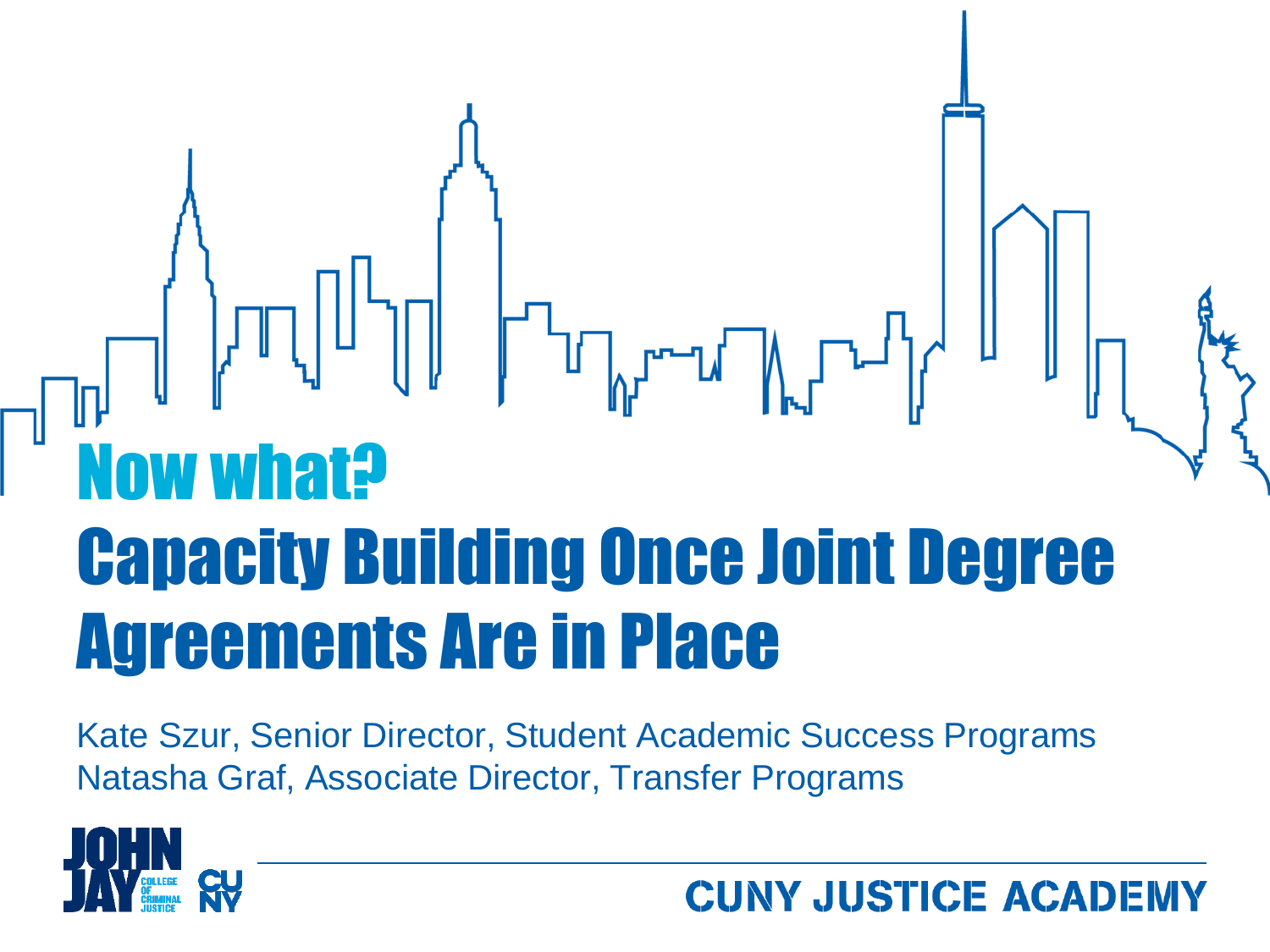# Now what?

# Capacity Building Once Joint Degree Agreements Are in Place

Kate Szur, Senior Director, Student Academic Success Programs
Natasha Graf, Associate Director, Transfer Programs

JOHN JAY COLLEGE OF CRIMINAL JUSTICE

CUNY

CUNY JUSTICE ACADEMY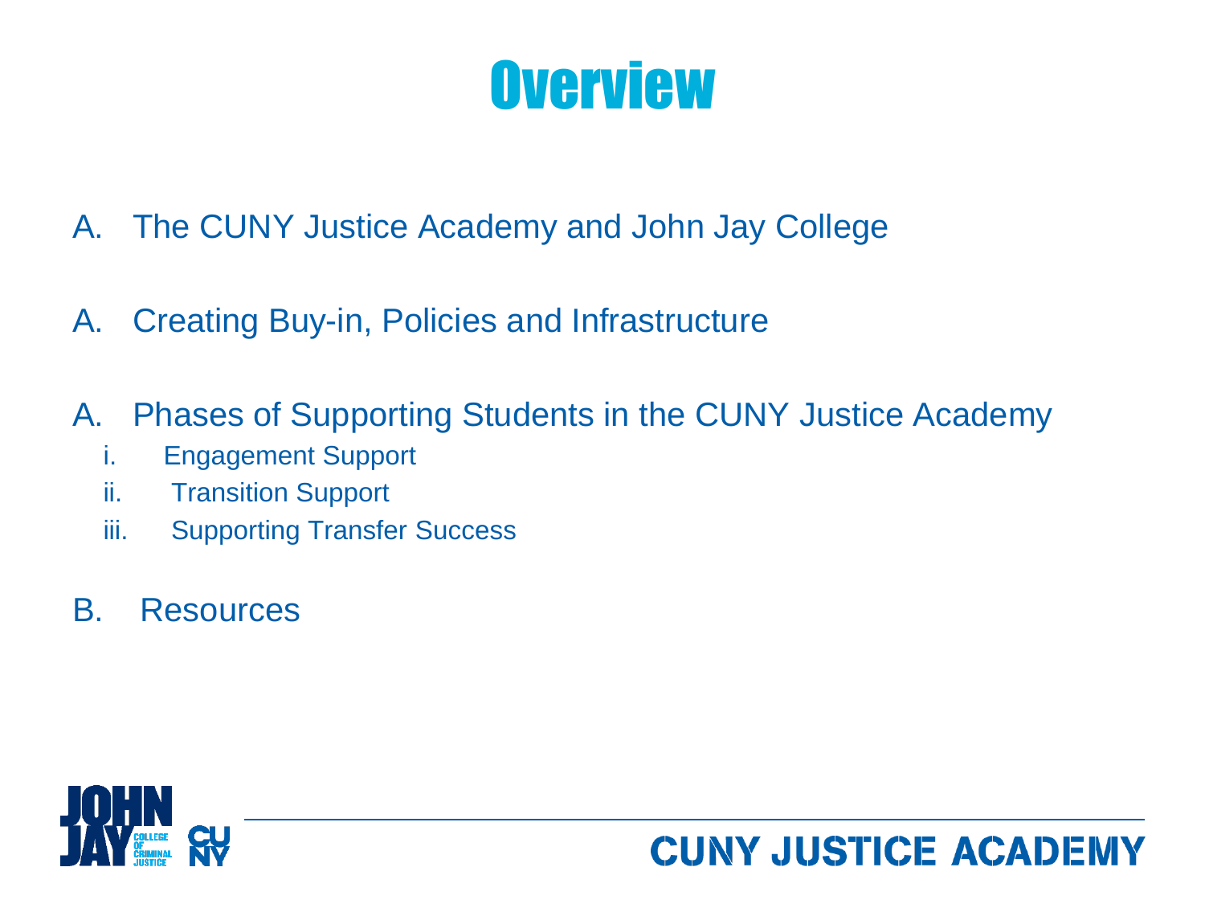# Overview

A. The CUNY Justice Academy and John Jay College

A. Creating Buy-in, Policies and Infrastructure

A. Phases of Supporting Students in the CUNY Justice Academy
   i. Engagement Support
   ii. Transition Support
   iii. Supporting Transfer Success

B. Resources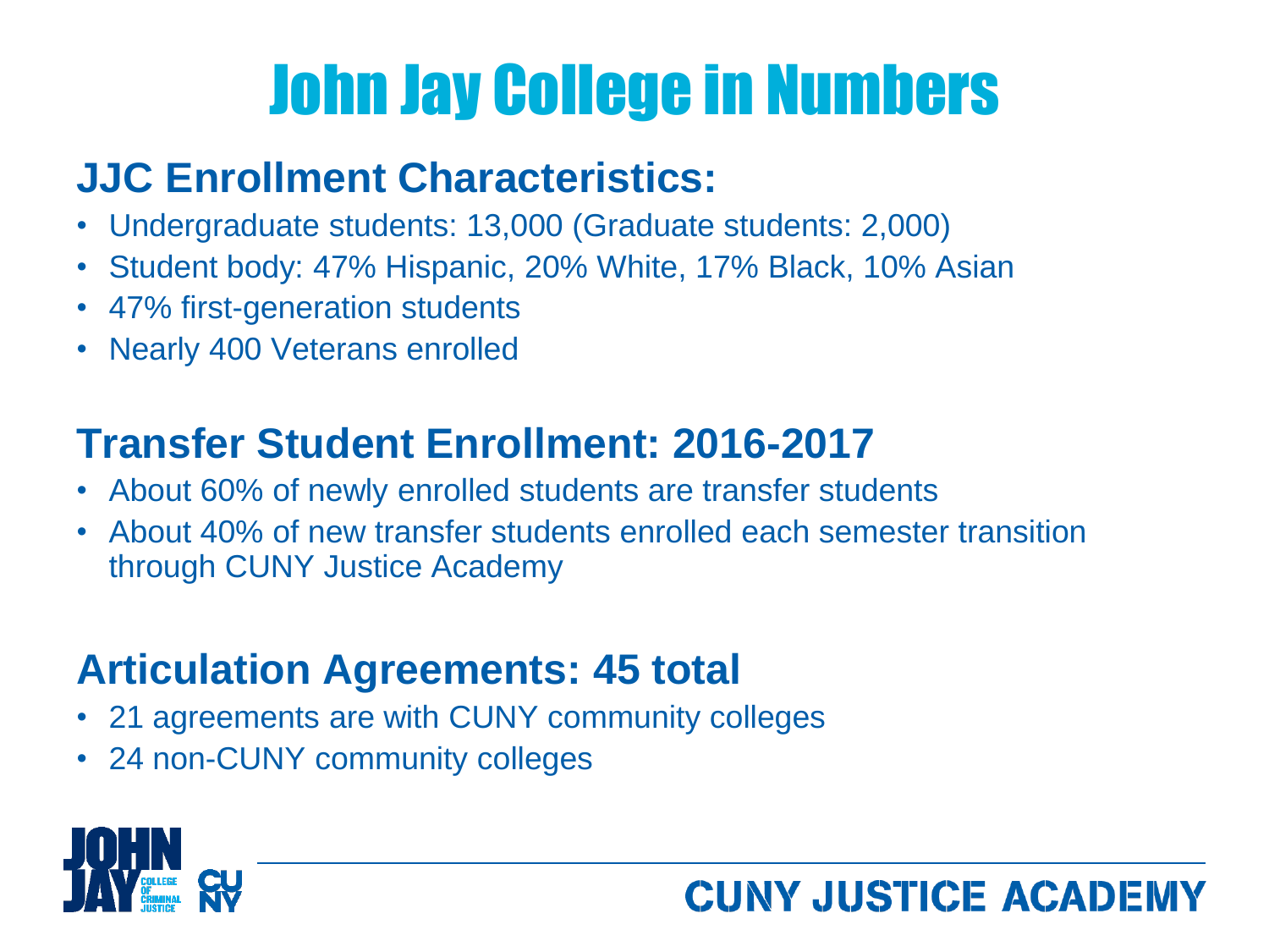# John Jay College in Numbers

## JJC Enrollment Characteristics:

- Undergraduate students: 13,000 (Graduate students: 2,000)
- Student body: 47% Hispanic, 20% White, 17% Black, 10% Asian
- 47% first-generation students
- Nearly 400 Veterans enrolled

## Transfer Student Enrollment: 2016-2017

- About 60% of newly enrolled students are transfer students
- About 40% of new transfer students enrolled each semester transition through CUNY Justice Academy

## Articulation Agreements: 45 total

- 21 agreements are with CUNY community colleges
- 24 non-CUNY community colleges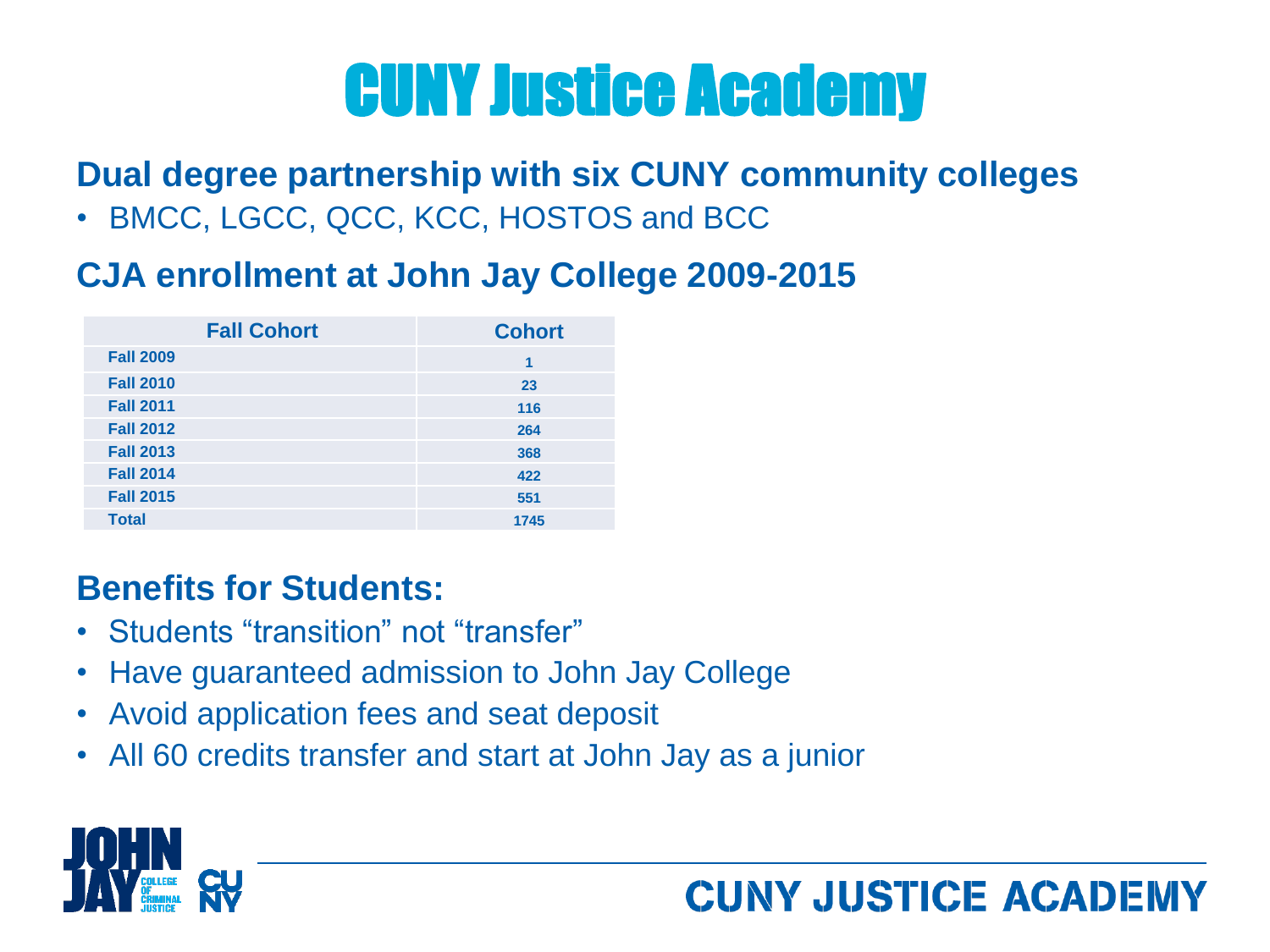# CUNY Justice Academy

## Dual degree partnership with six CUNY community colleges

- BMCC, LGCC, QCC, KCC, HOSTOS and BCC

## CJA enrollment at John Jay College 2009-2015

| Fall Cohort | Cohort |
|---|---|
| Fall 2009 | 1 |
| Fall 2010 | 23 |
| Fall 2011 | 116 |
| Fall 2012 | 264 |
| Fall 2013 | 368 |
| Fall 2014 | 422 |
| Fall 2015 | 551 |
| Total | 1745 |

## Benefits for Students:

- Students "transition" not "transfer"
- Have guaranteed admission to John Jay College
- Avoid application fees and seat deposit
- All 60 credits transfer and start at John Jay as a junior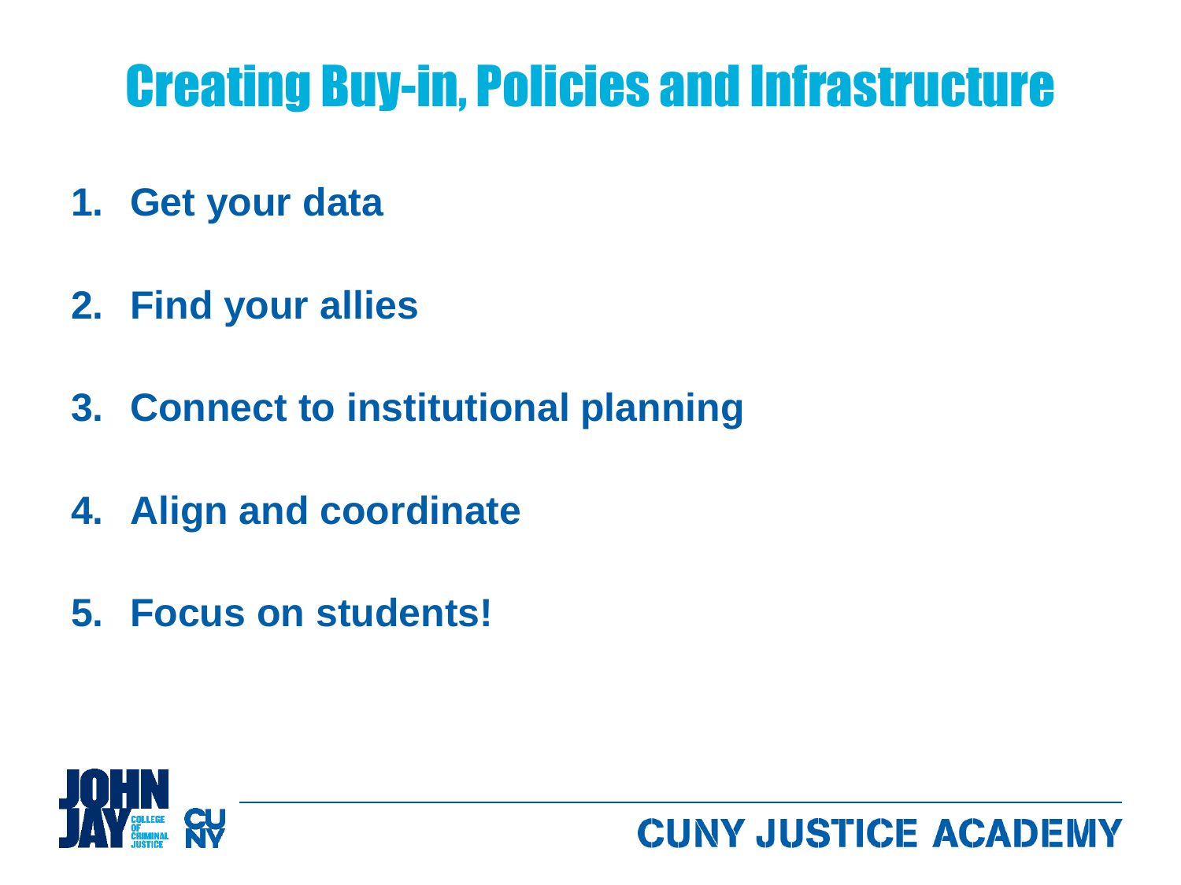# Creating Buy-in, Policies and Infrastructure

1. **Get your data**
2. **Find your allies**
3. **Connect to institutional planning**
4. **Align and coordinate**
5. **Focus on students!**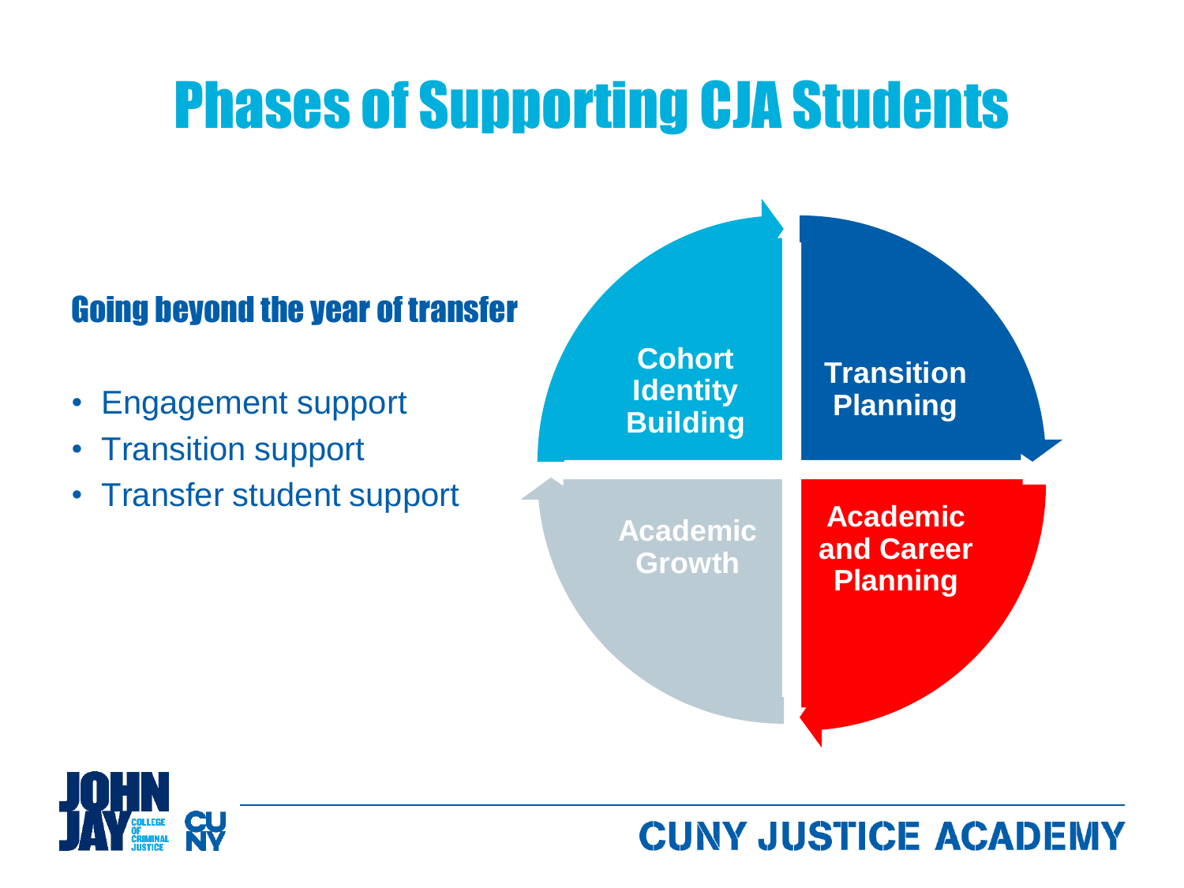# Phases of Supporting CJA Students

## Going beyond the year of transfer

- Engagement support
- Transition support
- Transfer student support

**Cohort Identity Building**

**Transition Planning**

**Academic and Career Planning**

**Academic Growth**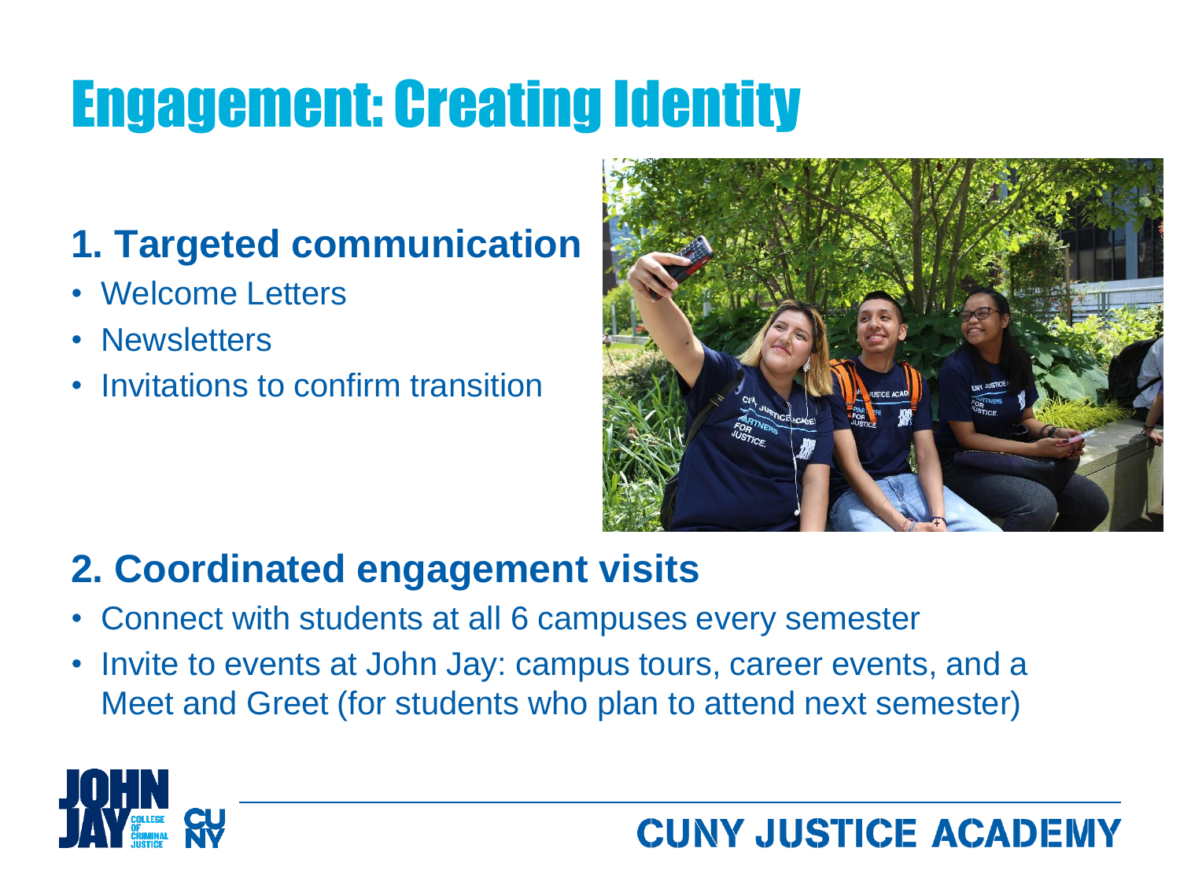# Engagement: Creating Identity

## 1. Targeted communication

- Welcome Letters
- Newsletters
- Invitations to confirm transition

## 2. Coordinated engagement visits

- Connect with students at all 6 campuses every semester
- Invite to events at John Jay: campus tours, career events, and a Meet and Greet (for students who plan to attend next semester)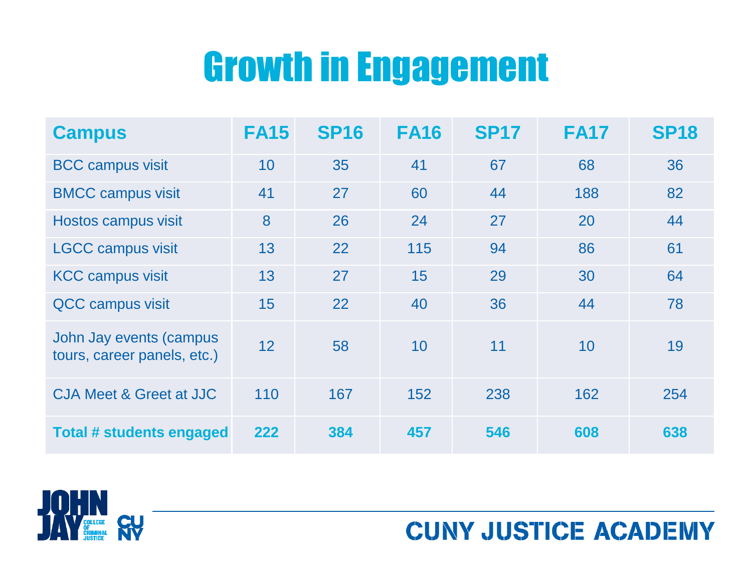# Growth in Engagement

| Campus | FA15 | SP16 | FA16 | SP17 | FA17 | SP18 |
|---|---|---|---|---|---|---|
| BCC campus visit | 10 | 35 | 41 | 67 | 68 | 36 |
| BMCC campus visit | 41 | 27 | 60 | 44 | 188 | 82 |
| Hostos campus visit | 8 | 26 | 24 | 27 | 20 | 44 |
| LGCC campus visit | 13 | 22 | 115 | 94 | 86 | 61 |
| KCC campus visit | 13 | 27 | 15 | 29 | 30 | 64 |
| QCC campus visit | 15 | 22 | 40 | 36 | 44 | 78 |
| John Jay events (campus tours, career panels, etc.) | 12 | 58 | 10 | 11 | 10 | 19 |
| CJA Meet & Greet at JJC | 110 | 167 | 152 | 238 | 162 | 254 |
| **Total # students engaged** | **222** | **384** | **457** | **546** | **608** | **638** |

JOHN JAY COLLEGE OF CRIMINAL JUSTICE CUNY

CUNY JUSTICE ACADEMY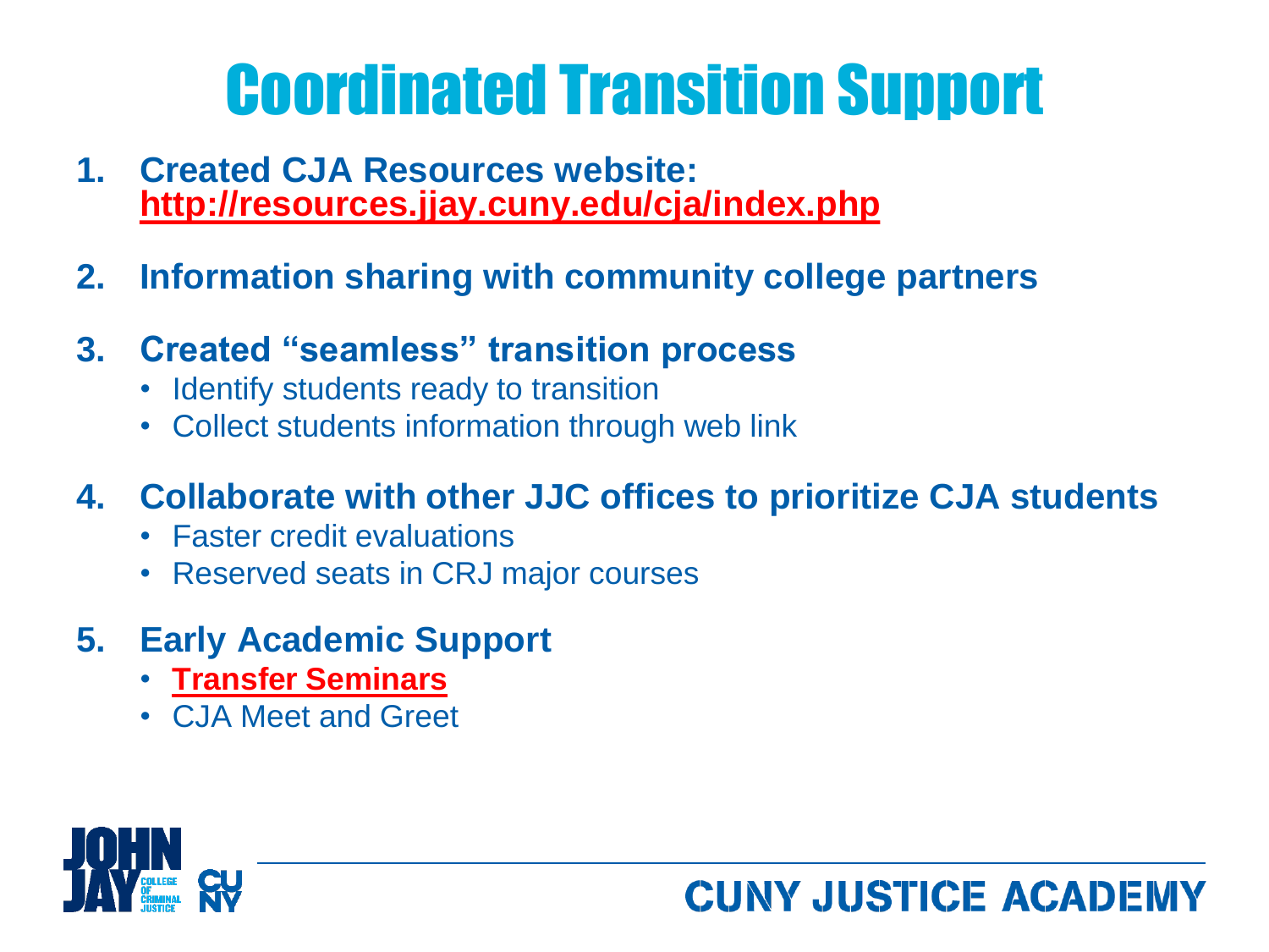# Coordinated Transition Support

1. **Created CJA Resources website: http://resources.jjay.cuny.edu/cja/index.php**
2. **Information sharing with community college partners**
3. **Created "seamless" transition process**
   - Identify students ready to transition
   - Collect students information through web link
4. **Collaborate with other JJC offices to prioritize CJA students**
   - Faster credit evaluations
   - Reserved seats in CRJ major courses
5. **Early Academic Support**
   - **Transfer Seminars**
   - CJA Meet and Greet

CUNY JUSTICE ACADEMY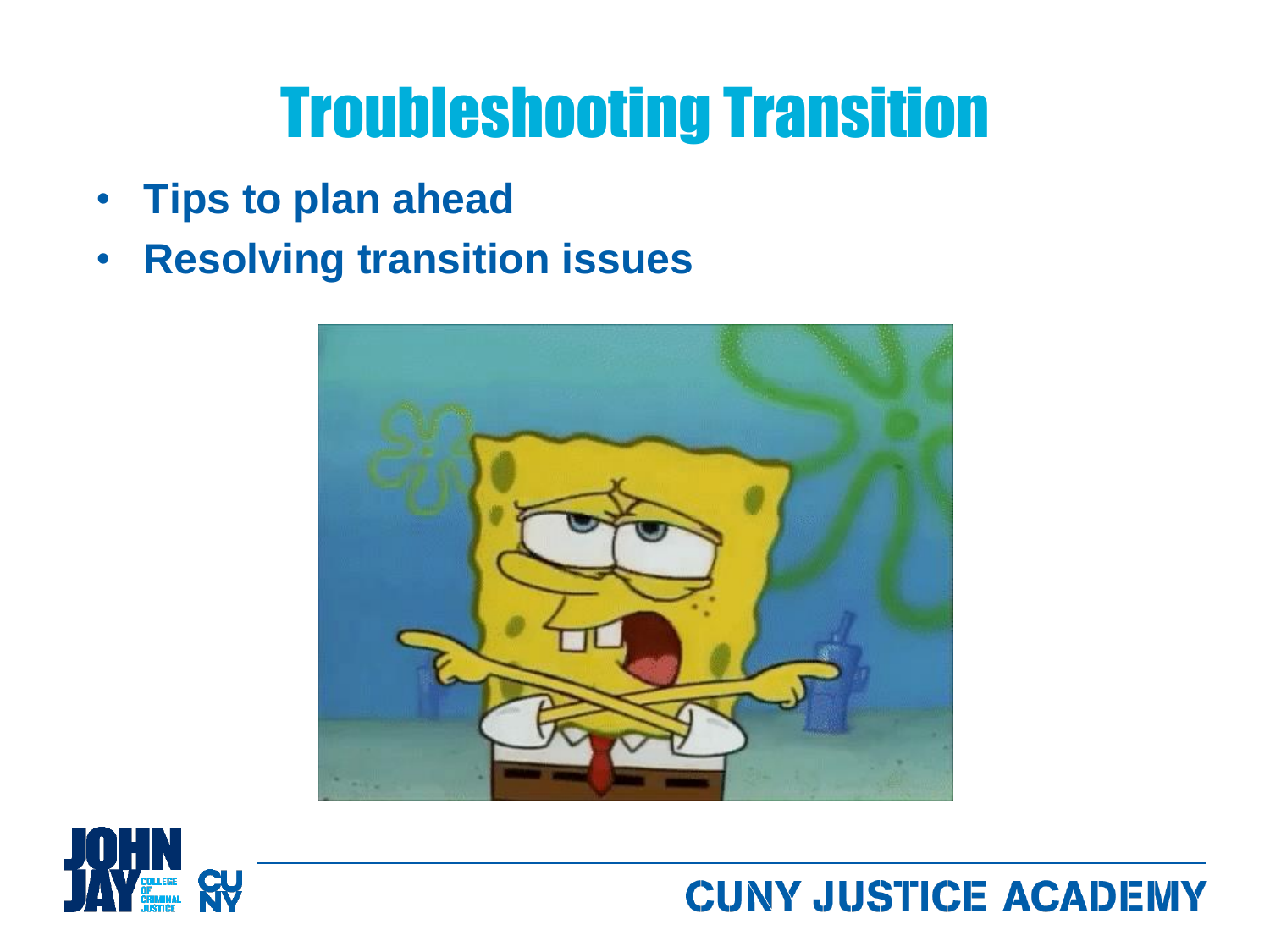# Troubleshooting Transition

- **Tips to plan ahead**
- **Resolving transition issues**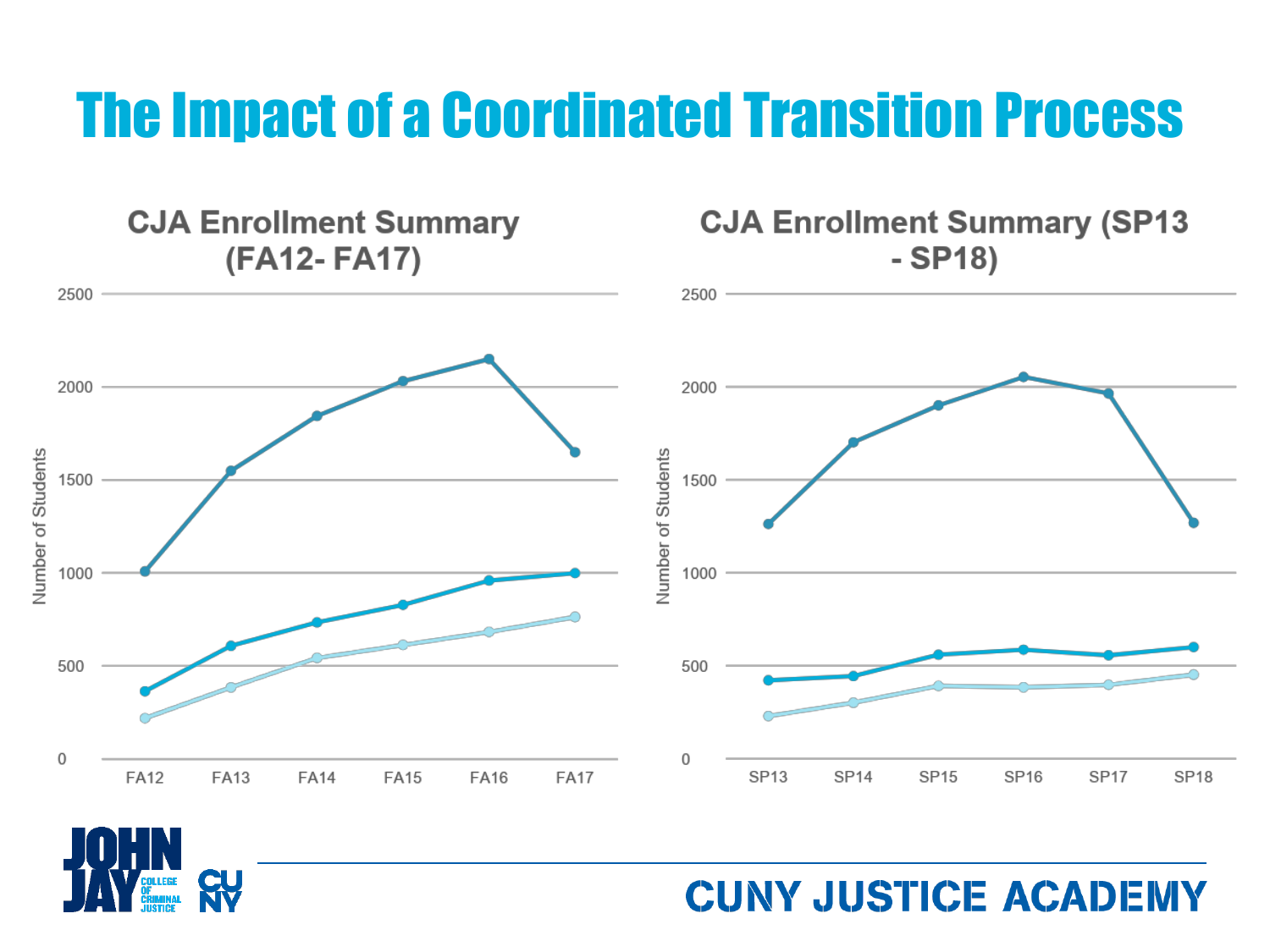# The Impact of a Coordinated Transition Process

## CJA Enrollment Summary (FA12- FA17)

Number of Students

2500, 2000, 1500, 1000, 500, 0

FA12, FA13, FA14, FA15, FA16, FA17

## CJA Enrollment Summary (SP13 - SP18)

Number of Students

2500, 2000, 1500, 1000, 500, 0

SP13, SP14, SP15, SP16, SP17, SP18

JOHN JAY COLLEGE OF CRIMINAL JUSTICE CUNY

CUNY JUSTICE ACADEMY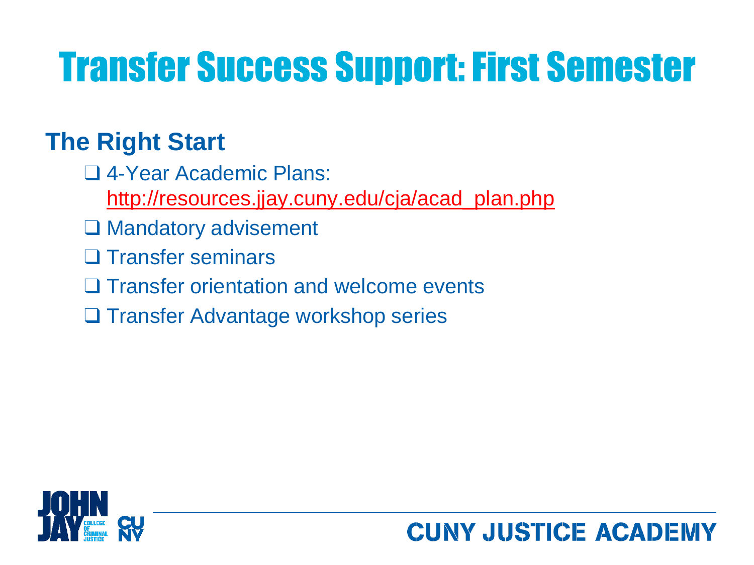# Transfer Success Support: First Semester

## The Right Start

- 4-Year Academic Plans: http://resources.jjay.cuny.edu/cja/acad_plan.php
- Mandatory advisement
- Transfer seminars
- Transfer orientation and welcome events
- Transfer Advantage workshop series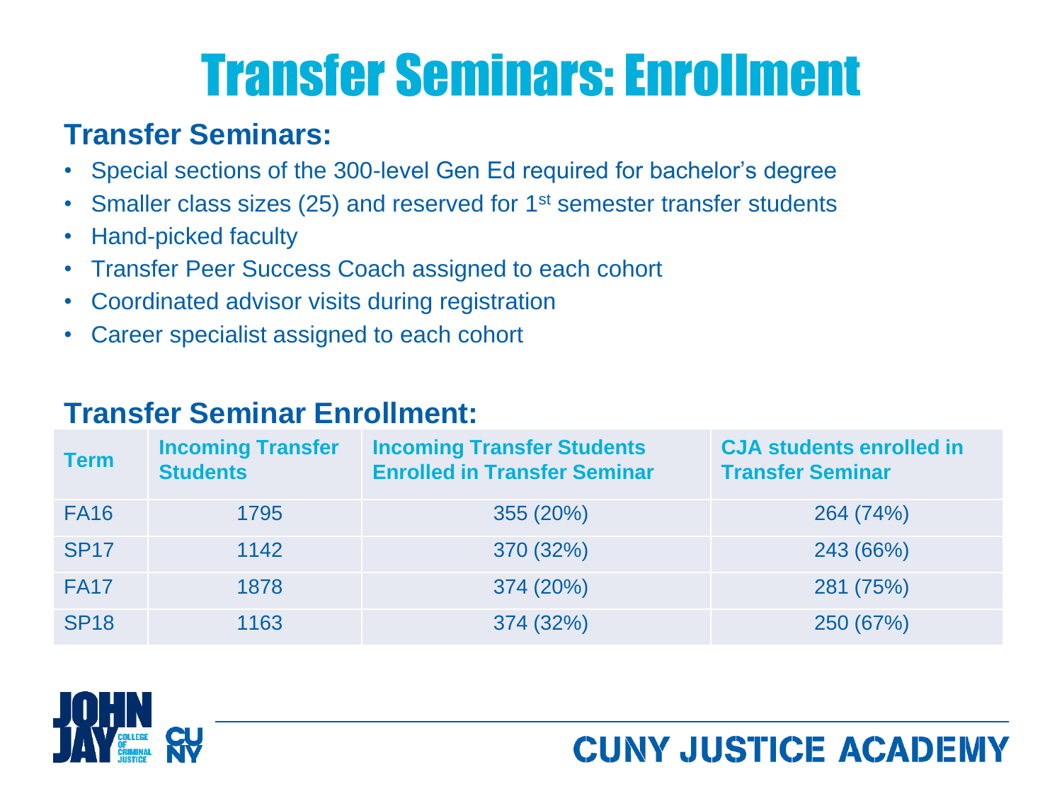# Transfer Seminars: Enrollment

## Transfer Seminars:

- Special sections of the 300-level Gen Ed required for bachelor's degree
- Smaller class sizes (25) and reserved for 1st semester transfer students
- Hand-picked faculty
- Transfer Peer Success Coach assigned to each cohort
- Coordinated advisor visits during registration
- Career specialist assigned to each cohort

## Transfer Seminar Enrollment:

| Term | Incoming Transfer Students | Incoming Transfer Students Enrolled in Transfer Seminar | CJA students enrolled in Transfer Seminar |
|---|---|---|---|
| FA16 | 1795 | 355 (20%) | 264 (74%) |
| SP17 | 1142 | 370 (32%) | 243 (66%) |
| FA17 | 1878 | 374 (20%) | 281 (75%) |
| SP18 | 1163 | 374 (32%) | 250 (67%) |

JOHN JAY COLLEGE OF CRIMINAL JUSTICE CUNY

CUNY JUSTICE ACADEMY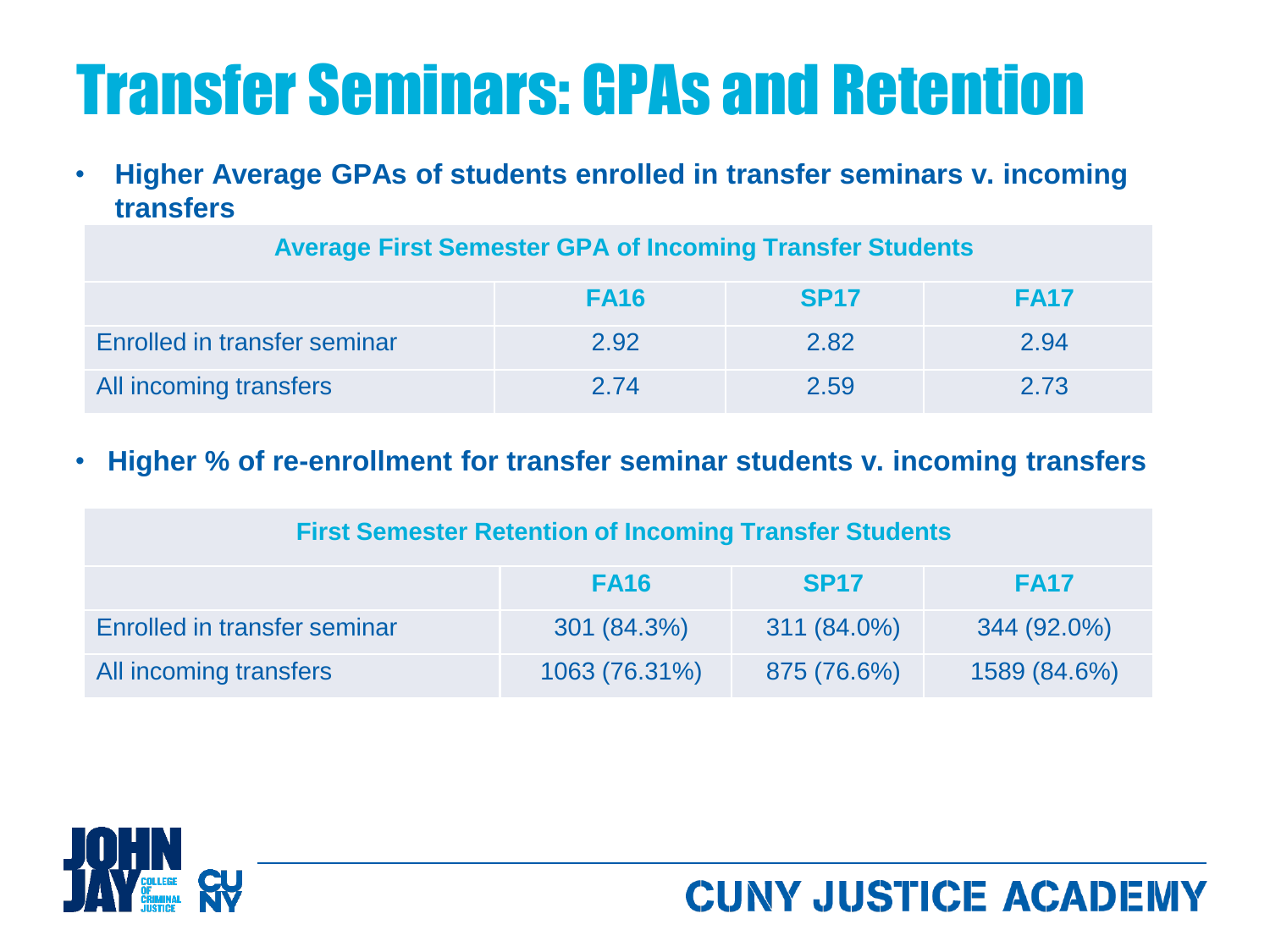# Transfer Seminars: GPAs and Retention

- **Higher Average GPAs of students enrolled in transfer seminars v. incoming transfers**

| Average First Semester GPA of Incoming Transfer Students | | | |
|---|---|---|---|
| | **FA16** | **SP17** | **FA17** |
| Enrolled in transfer seminar | 2.92 | 2.82 | 2.94 |
| All incoming transfers | 2.74 | 2.59 | 2.73 |

- **Higher % of re-enrollment for transfer seminar students v. incoming transfers**

| First Semester Retention of Incoming Transfer Students | | | |
|---|---|---|---|
| | **FA16** | **SP17** | **FA17** |
| Enrolled in transfer seminar | 301 (84.3%) | 311 (84.0%) | 344 (92.0%) |
| All incoming transfers | 1063 (76.31%) | 875 (76.6%) | 1589 (84.6%) |

CUNY JUSTICE ACADEMY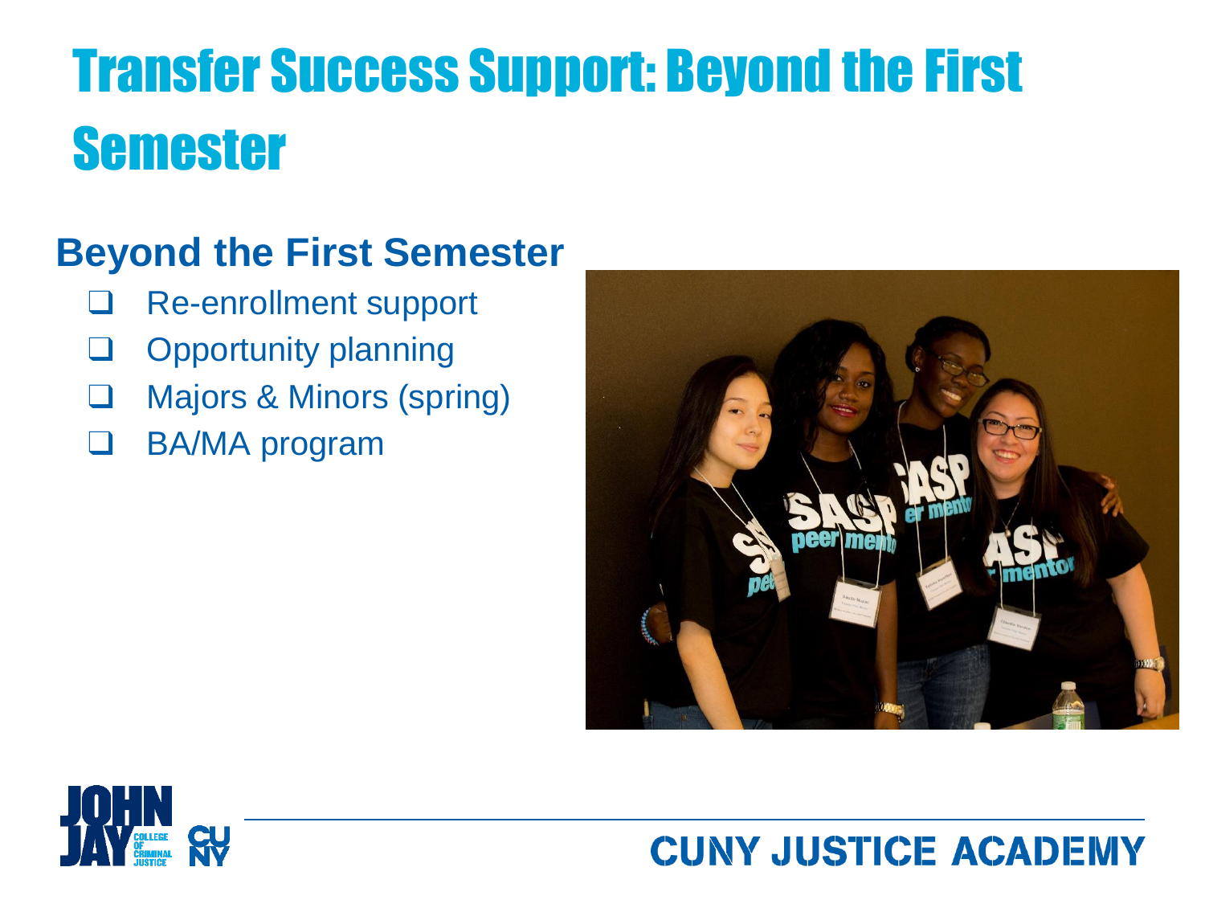# Transfer Success Support: Beyond the First Semester

## Beyond the First Semester

- Re-enrollment support
- Opportunity planning
- Majors & Minors (spring)
- BA/MA program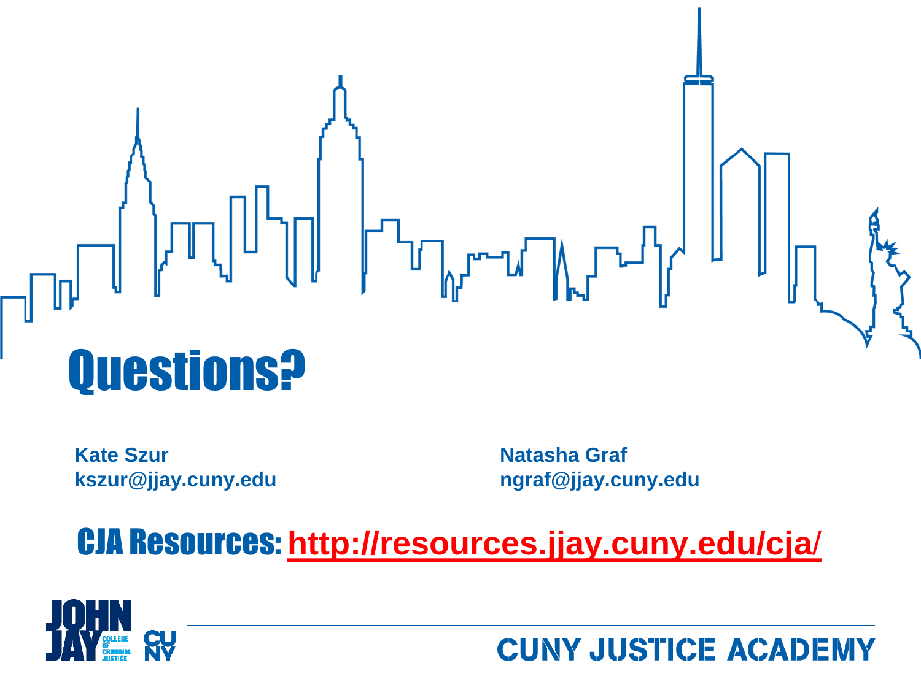# Questions?

**Kate Szur**
**kszur@jjay.cuny.edu**

**Natasha Graf**
**ngraf@jjay.cuny.edu**

CJA Resources: **http://resources.jjay.cuny.edu/cja/**

CUNY JUSTICE ACADEMY